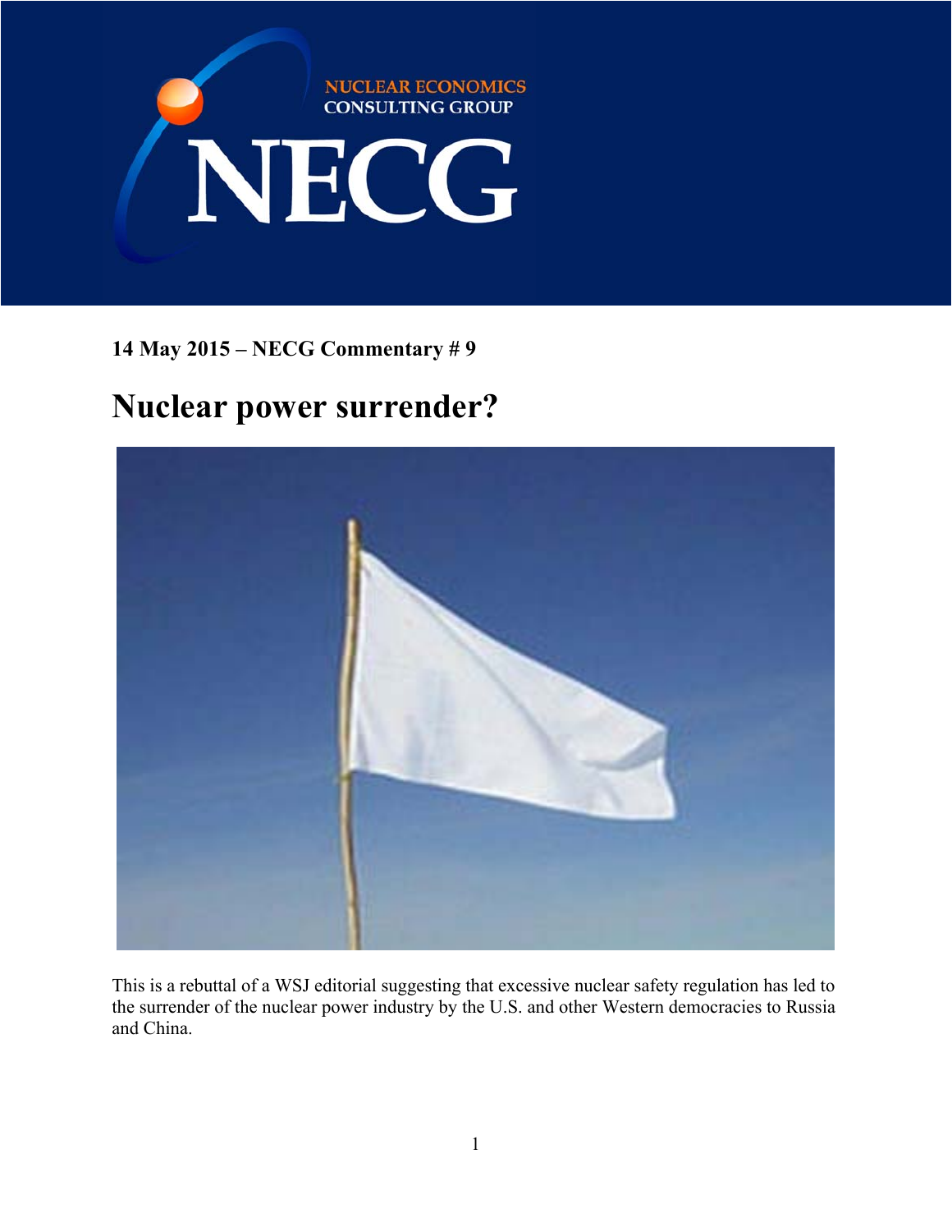NUCLEAR ECONOMICS CONSULTING GROUP

NECG

**14 May 2015 – NECG Commentary # 9**

# Nuclear power surrender?

This is a rebuttal of a WSJ editorial suggesting that excessive nuclear safety regulation has led to the surrender of the nuclear power industry by the U.S. and other Western democracies to Russia and China.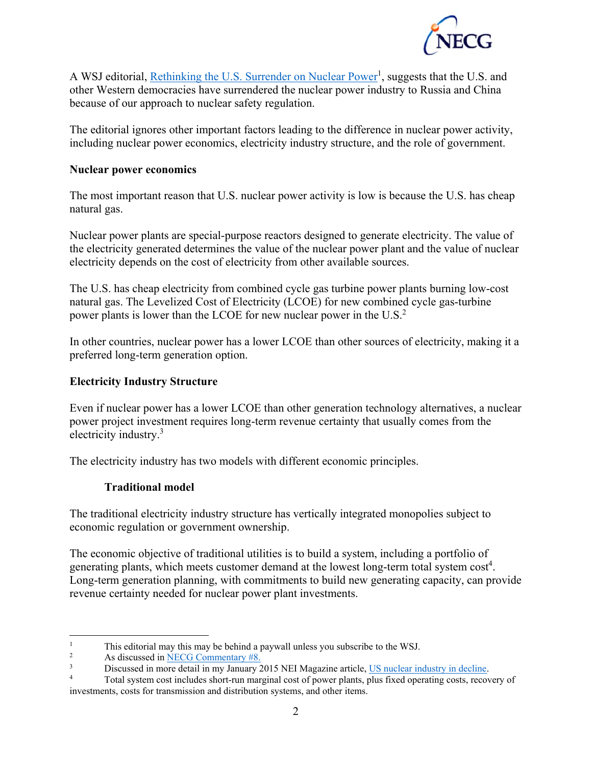A WSJ editorial, Rethinking the U.S. Surrender on Nuclear Power[1], suggests that the U.S. and other Western democracies have surrendered the nuclear power industry to Russia and China because of our approach to nuclear safety regulation.

The editorial ignores other important factors leading to the difference in nuclear power activity, including nuclear power economics, electricity industry structure, and the role of government.

**Nuclear power economics**

The most important reason that U.S. nuclear power activity is low is because the U.S. has cheap natural gas.

Nuclear power plants are special-purpose reactors designed to generate electricity. The value of the electricity generated determines the value of the nuclear power plant and the value of nuclear electricity depends on the cost of electricity from other available sources.

The U.S. has cheap electricity from combined cycle gas turbine power plants burning low-cost natural gas. The Levelized Cost of Electricity (LCOE) for new combined cycle gas-turbine power plants is lower than the LCOE for new nuclear power in the U.S.[2]

In other countries, nuclear power has a lower LCOE than other sources of electricity, making it a preferred long-term generation option.

**Electricity Industry Structure**

Even if nuclear power has a lower LCOE than other generation technology alternatives, a nuclear power project investment requires long-term revenue certainty that usually comes from the electricity industry.[3]

The electricity industry has two models with different economic principles.

**Traditional model**

The traditional electricity industry structure has vertically integrated monopolies subject to economic regulation or government ownership.

The economic objective of traditional utilities is to build a system, including a portfolio of generating plants, which meets customer demand at the lowest long-term total system cost[4]. Long-term generation planning, with commitments to build new generating capacity, can provide revenue certainty needed for nuclear power plant investments.

---

[1] This editorial may this may be behind a paywall unless you subscribe to the WSJ.

[2] As discussed in NECG Commentary #8.

[3] Discussed in more detail in my January 2015 NEI Magazine article, US nuclear industry in decline.

[4] Total system cost includes short-run marginal cost of power plants, plus fixed operating costs, recovery of investments, costs for transmission and distribution systems, and other items.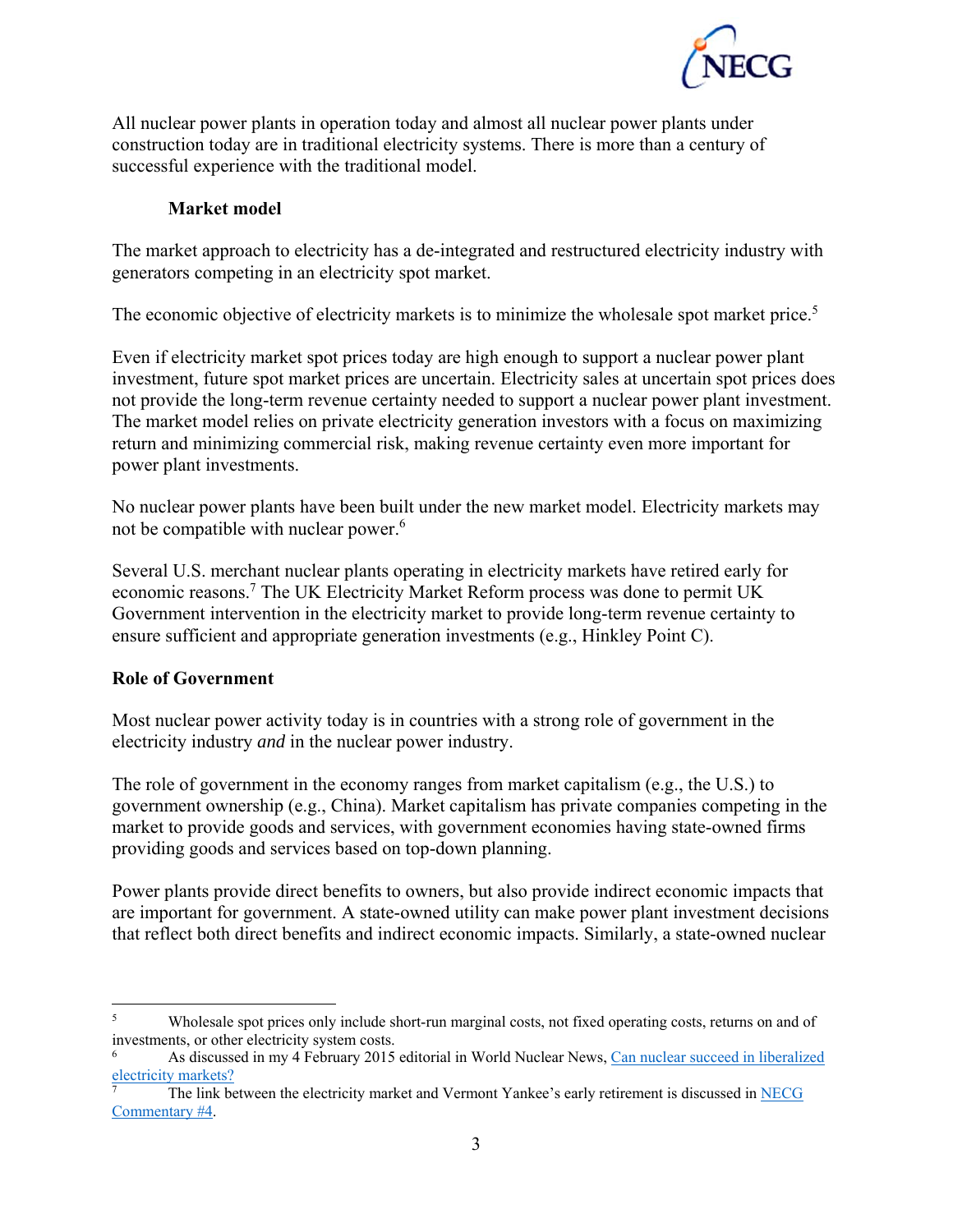All nuclear power plants in operation today and almost all nuclear power plants under construction today are in traditional electricity systems. There is more than a century of successful experience with the traditional model.

### Market model

The market approach to electricity has a de-integrated and restructured electricity industry with generators competing in an electricity spot market.

The economic objective of electricity markets is to minimize the wholesale spot market price.[5]

Even if electricity market spot prices today are high enough to support a nuclear power plant investment, future spot market prices are uncertain. Electricity sales at uncertain spot prices does not provide the long-term revenue certainty needed to support a nuclear power plant investment. The market model relies on private electricity generation investors with a focus on maximizing return and minimizing commercial risk, making revenue certainty even more important for power plant investments.

No nuclear power plants have been built under the new market model. Electricity markets may not be compatible with nuclear power.[6]

Several U.S. merchant nuclear plants operating in electricity markets have retired early for economic reasons.[7] The UK Electricity Market Reform process was done to permit UK Government intervention in the electricity market to provide long-term revenue certainty to ensure sufficient and appropriate generation investments (e.g., Hinkley Point C).

## Role of Government

Most nuclear power activity today is in countries with a strong role of government in the electricity industry *and* in the nuclear power industry.

The role of government in the economy ranges from market capitalism (e.g., the U.S.) to government ownership (e.g., China). Market capitalism has private companies competing in the market to provide goods and services, with government economies having state-owned firms providing goods and services based on top-down planning.

Power plants provide direct benefits to owners, but also provide indirect economic impacts that are important for government. A state-owned utility can make power plant investment decisions that reflect both direct benefits and indirect economic impacts. Similarly, a state-owned nuclear

---

[5] Wholesale spot prices only include short-run marginal costs, not fixed operating costs, returns on and of investments, or other electricity system costs.

[6] As discussed in my 4 February 2015 editorial in World Nuclear News, [Can nuclear succeed in liberalized electricity markets?]

[7] The link between the electricity market and Vermont Yankee's early retirement is discussed in [NECG Commentary #4].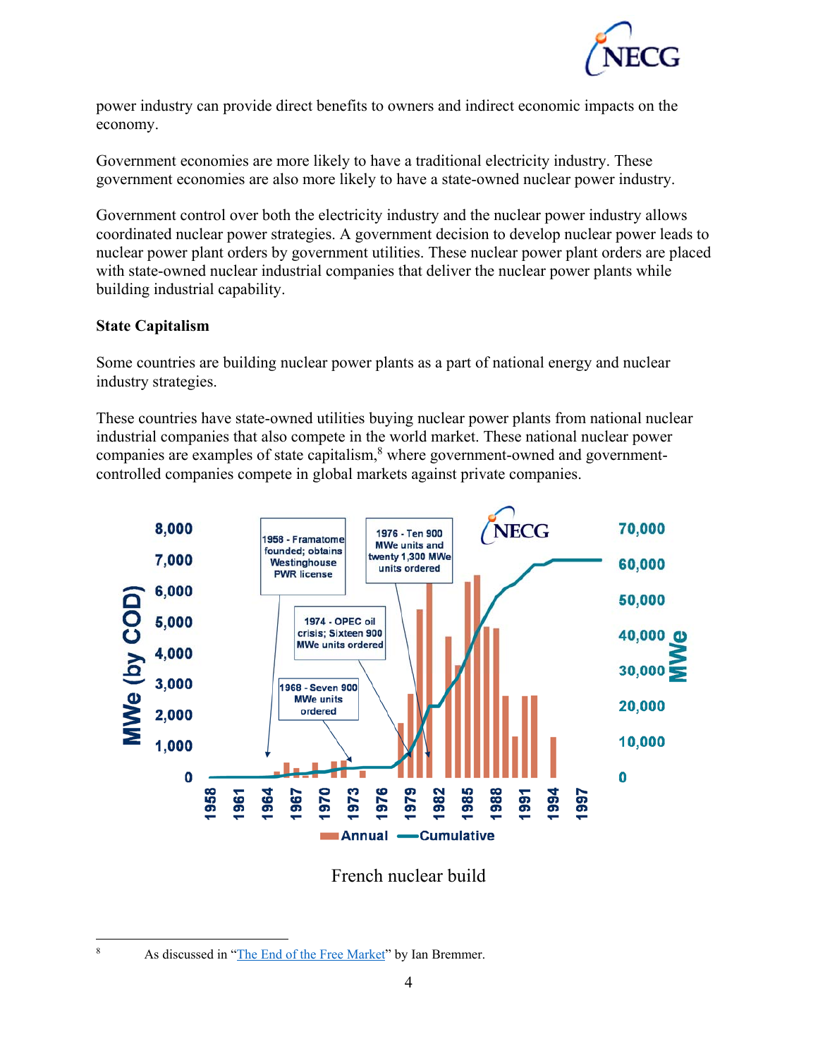power industry can provide direct benefits to owners and indirect economic impacts on the economy.

Government economies are more likely to have a traditional electricity industry. These government economies are also more likely to have a state-owned nuclear power industry.

Government control over both the electricity industry and the nuclear power industry allows coordinated nuclear power strategies. A government decision to develop nuclear power leads to nuclear power plant orders by government utilities. These nuclear power plant orders are placed with state-owned nuclear industrial companies that deliver the nuclear power plants while building industrial capability.

**State Capitalism**

Some countries are building nuclear power plants as a part of national energy and nuclear industry strategies.

These countries have state-owned utilities buying nuclear power plants from national nuclear industrial companies that also compete in the world market. These national nuclear power companies are examples of state capitalism,[8] where government-owned and government-controlled companies compete in global markets against private companies.

French nuclear build

[8] As discussed in "The End of the Free Market" by Ian Bremmer.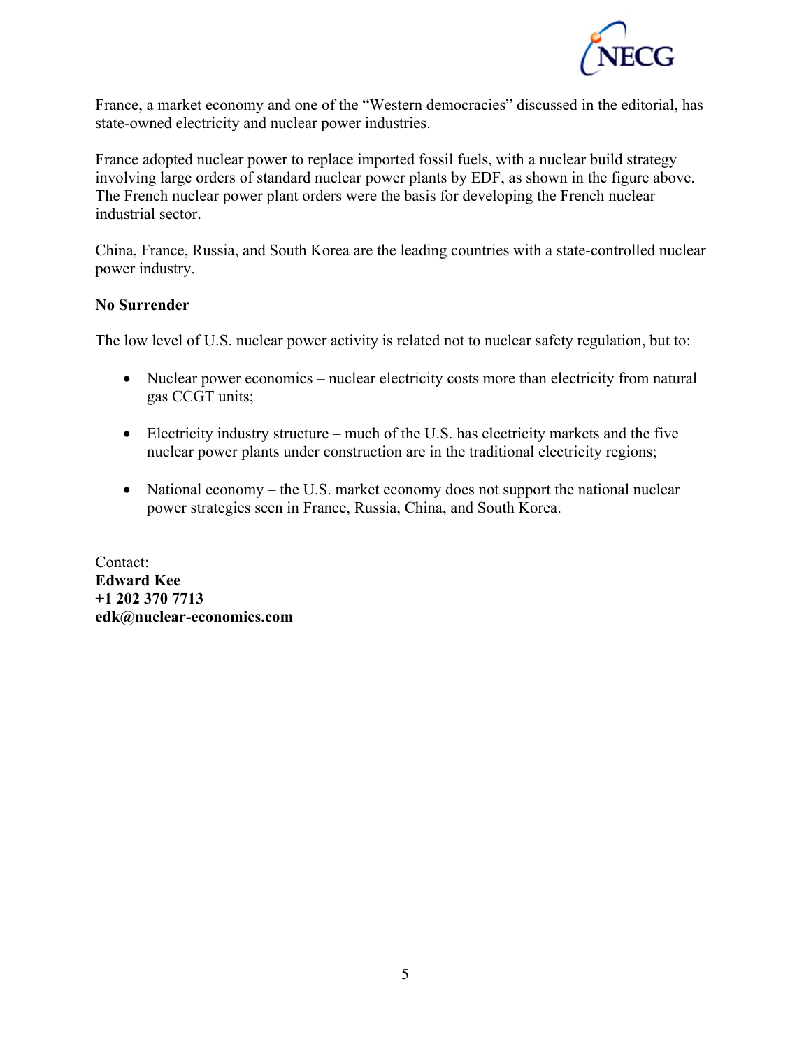France, a market economy and one of the "Western democracies" discussed in the editorial, has state-owned electricity and nuclear power industries.

France adopted nuclear power to replace imported fossil fuels, with a nuclear build strategy involving large orders of standard nuclear power plants by EDF, as shown in the figure above. The French nuclear power plant orders were the basis for developing the French nuclear industrial sector.

China, France, Russia, and South Korea are the leading countries with a state-controlled nuclear power industry.

**No Surrender**

The low level of U.S. nuclear power activity is related not to nuclear safety regulation, but to:

- Nuclear power economics – nuclear electricity costs more than electricity from natural gas CCGT units;
- Electricity industry structure – much of the U.S. has electricity markets and the five nuclear power plants under construction are in the traditional electricity regions;
- National economy – the U.S. market economy does not support the national nuclear power strategies seen in France, Russia, China, and South Korea.

Contact:
**Edward Kee**
**+1 202 370 7713**
**edk@nuclear-economics.com**